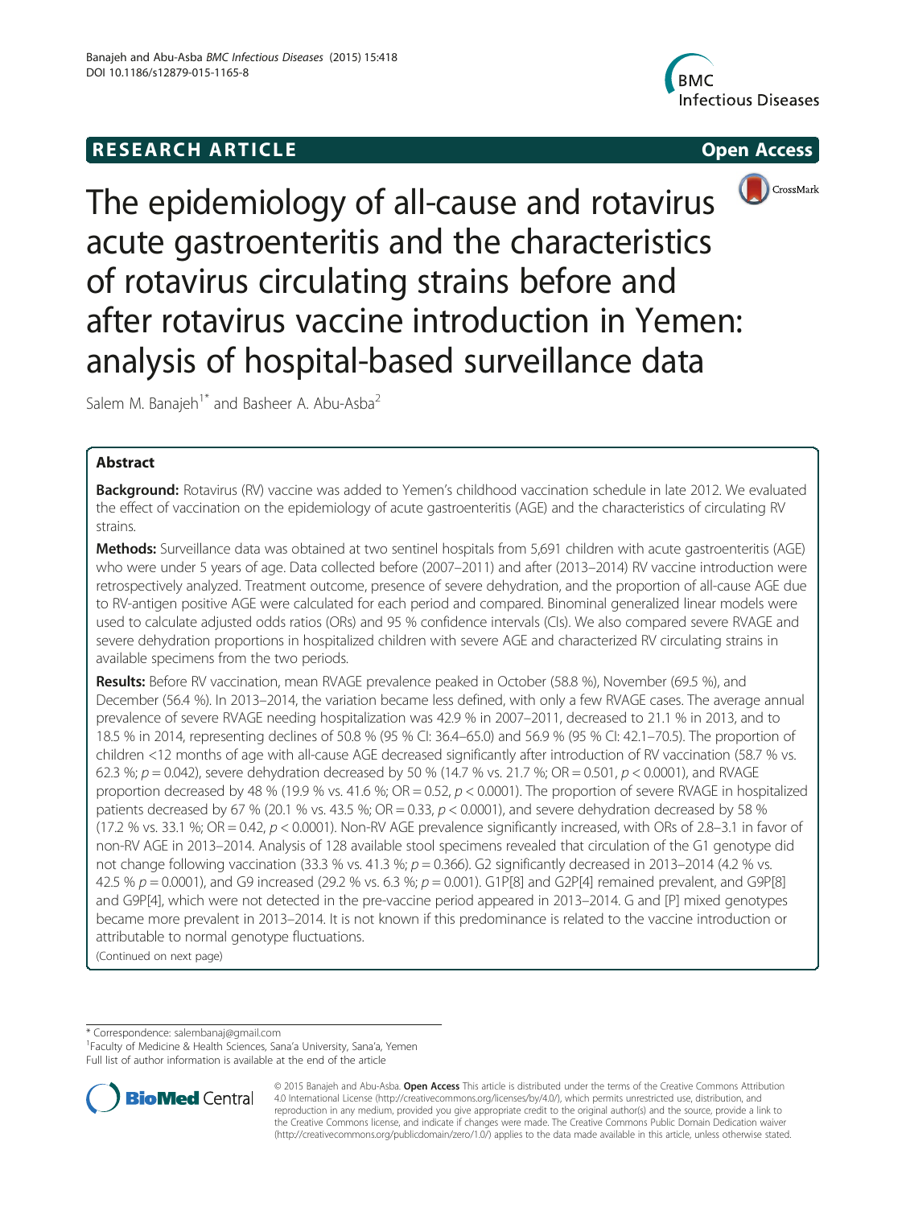**RESEARCH ARTICLE** **Open Access**

# The epidemiology of all-cause and rotavirus acute gastroenteritis and the characteristics of rotavirus circulating strains before and after rotavirus vaccine introduction in Yemen: analysis of hospital-based surveillance data

Salem M. Banajeh[1*] and Basheer A. Abu-Asba[2]

## Abstract

**Background:** Rotavirus (RV) vaccine was added to Yemen's childhood vaccination schedule in late 2012. We evaluated the effect of vaccination on the epidemiology of acute gastroenteritis (AGE) and the characteristics of circulating RV strains.

**Methods:** Surveillance data was obtained at two sentinel hospitals from 5,691 children with acute gastroenteritis (AGE) who were under 5 years of age. Data collected before (2007–2011) and after (2013–2014) RV vaccine introduction were retrospectively analyzed. Treatment outcome, presence of severe dehydration, and the proportion of all-cause AGE due to RV-antigen positive AGE were calculated for each period and compared. Binominal generalized linear models were used to calculate adjusted odds ratios (ORs) and 95 % confidence intervals (CIs). We also compared severe RVAGE and severe dehydration proportions in hospitalized children with severe AGE and characterized RV circulating strains in available specimens from the two periods.

**Results:** Before RV vaccination, mean RVAGE prevalence peaked in October (58.8 %), November (69.5 %), and December (56.4 %). In 2013–2014, the variation became less defined, with only a few RVAGE cases. The average annual prevalence of severe RVAGE needing hospitalization was 42.9 % in 2007–2011, decreased to 21.1 % in 2013, and to 18.5 % in 2014, representing declines of 50.8 % (95 % CI: 36.4–65.0) and 56.9 % (95 % CI: 42.1–70.5). The proportion of children <12 months of age with all-cause AGE decreased significantly after introduction of RV vaccination (58.7 % vs. 62.3 %; $p = 0.042$), severe dehydration decreased by 50 % (14.7 % vs. 21.7 %; OR = 0.501, $p < 0.0001$), and RVAGE proportion decreased by 48 % (19.9 % vs. 41.6 %; OR = 0.52, $p < 0.0001$). The proportion of severe RVAGE in hospitalized patients decreased by 67 % (20.1 % vs. 43.5 %; OR = 0.33, $p < 0.0001$), and severe dehydration decreased by 58 % (17.2 % vs. 33.1 %; OR = 0.42, $p < 0.0001$). Non-RV AGE prevalence significantly increased, with ORs of 2.8–3.1 in favor of non-RV AGE in 2013–2014. Analysis of 128 available stool specimens revealed that circulation of the G1 genotype did not change following vaccination (33.3 % vs. 41.3 %; $p = 0.366$). G2 significantly decreased in 2013–2014 (4.2 % vs. 42.5 % $p = 0.0001$), and G9 increased (29.2 % vs. 6.3 %; $p = 0.001$). G1P[8] and G2P[4] remained prevalent, and G9P[8] and G9P[4], which were not detected in the pre-vaccine period appeared in 2013–2014. G and [P] mixed genotypes became more prevalent in 2013–2014. It is not known if this predominance is related to the vaccine introduction or attributable to normal genotype fluctuations.

(Continued on next page)

---

\* Correspondence: salembanaj@gmail.com

[1]Faculty of Medicine & Health Sciences, Sana'a University, Sana'a, Yemen

Full list of author information is available at the end of the article

© 2015 Banajeh and Abu-Asba. **Open Access** This article is distributed under the terms of the Creative Commons Attribution 4.0 International License (http://creativecommons.org/licenses/by/4.0/), which permits unrestricted use, distribution, and reproduction in any medium, provided you give appropriate credit to the original author(s) and the source, provide a link to the Creative Commons license, and indicate if changes were made. The Creative Commons Public Domain Dedication waiver (http://creativecommons.org/publicdomain/zero/1.0/) applies to the data made available in this article, unless otherwise stated.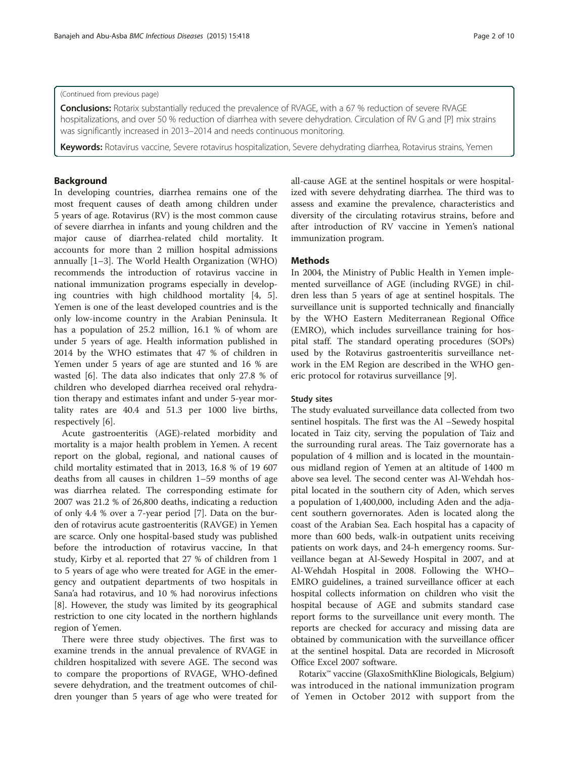(Continued from previous page)

**Conclusions:** Rotarix substantially reduced the prevalence of RVAGE, with a 67 % reduction of severe RVAGE hospitalizations, and over 50 % reduction of diarrhea with severe dehydration. Circulation of RV G and [P] mix strains was significantly increased in 2013–2014 and needs continuous monitoring.

**Keywords:** Rotavirus vaccine, Severe rotavirus hospitalization, Severe dehydrating diarrhea, Rotavirus strains, Yemen

## Background

In developing countries, diarrhea remains one of the most frequent causes of death among children under 5 years of age. Rotavirus (RV) is the most common cause of severe diarrhea in infants and young children and the major cause of diarrhea-related child mortality. It accounts for more than 2 million hospital admissions annually [1–3]. The World Health Organization (WHO) recommends the introduction of rotavirus vaccine in national immunization programs especially in developing countries with high childhood mortality [4, 5]. Yemen is one of the least developed countries and is the only low-income country in the Arabian Peninsula. It has a population of 25.2 million, 16.1 % of whom are under 5 years of age. Health information published in 2014 by the WHO estimates that 47 % of children in Yemen under 5 years of age are stunted and 16 % are wasted [6]. The data also indicates that only 27.8 % of children who developed diarrhea received oral rehydration therapy and estimates infant and under 5-year mortality rates are 40.4 and 51.3 per 1000 live births, respectively [6].

Acute gastroenteritis (AGE)-related morbidity and mortality is a major health problem in Yemen. A recent report on the global, regional, and national causes of child mortality estimated that in 2013, 16.8 % of 19 607 deaths from all causes in children 1–59 months of age was diarrhea related. The corresponding estimate for 2007 was 21.2 % of 26,800 deaths, indicating a reduction of only 4.4 % over a 7-year period [7]. Data on the burden of rotavirus acute gastroenteritis (RAVGE) in Yemen are scarce. Only one hospital-based study was published before the introduction of rotavirus vaccine, In that study, Kirby et al. reported that 27 % of children from 1 to 5 years of age who were treated for AGE in the emergency and outpatient departments of two hospitals in Sana'a had rotavirus, and 10 % had norovirus infections [8]. However, the study was limited by its geographical restriction to one city located in the northern highlands region of Yemen.

There were three study objectives. The first was to examine trends in the annual prevalence of RVAGE in children hospitalized with severe AGE. The second was to compare the proportions of RVAGE, WHO-defined severe dehydration, and the treatment outcomes of children younger than 5 years of age who were treated for all-cause AGE at the sentinel hospitals or were hospitalized with severe dehydrating diarrhea. The third was to assess and examine the prevalence, characteristics and diversity of the circulating rotavirus strains, before and after introduction of RV vaccine in Yemen's national immunization program.

## Methods

In 2004, the Ministry of Public Health in Yemen implemented surveillance of AGE (including RVGE) in children less than 5 years of age at sentinel hospitals. The surveillance unit is supported technically and financially by the WHO Eastern Mediterranean Regional Office (EMRO), which includes surveillance training for hospital staff. The standard operating procedures (SOPs) used by the Rotavirus gastroenteritis surveillance network in the EM Region are described in the WHO generic protocol for rotavirus surveillance [9].

### Study sites

The study evaluated surveillance data collected from two sentinel hospitals. The first was the Al –Sewedy hospital located in Taiz city, serving the population of Taiz and the surrounding rural areas. The Taiz governorate has a population of 4 million and is located in the mountainous midland region of Yemen at an altitude of 1400 m above sea level. The second center was Al-Wehdah hospital located in the southern city of Aden, which serves a population of 1,400,000, including Aden and the adjacent southern governorates. Aden is located along the coast of the Arabian Sea. Each hospital has a capacity of more than 600 beds, walk-in outpatient units receiving patients on work days, and 24-h emergency rooms. Surveillance began at Al-Sewedy Hospital in 2007, and at Al-Wehdah Hospital in 2008. Following the WHO–EMRO guidelines, a trained surveillance officer at each hospital collects information on children who visit the hospital because of AGE and submits standard case report forms to the surveillance unit every month. The reports are checked for accuracy and missing data are obtained by communication with the surveillance officer at the sentinel hospital. Data are recorded in Microsoft Office Excel 2007 software.

Rotarix™ vaccine (GlaxoSmithKline Biologicals, Belgium) was introduced in the national immunization program of Yemen in October 2012 with support from the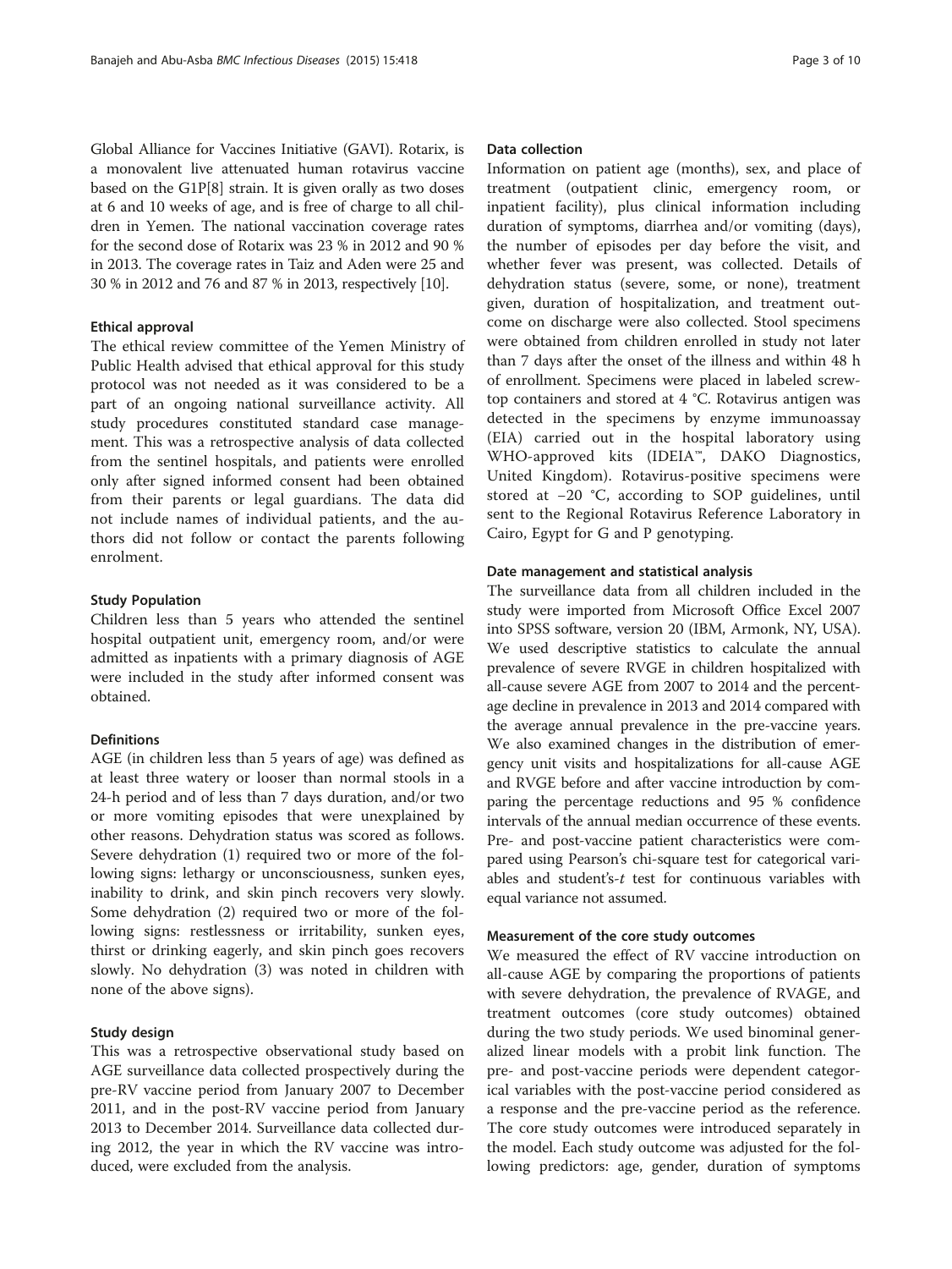Global Alliance for Vaccines Initiative (GAVI). Rotarix, is a monovalent live attenuated human rotavirus vaccine based on the G1P[8] strain. It is given orally as two doses at 6 and 10 weeks of age, and is free of charge to all children in Yemen. The national vaccination coverage rates for the second dose of Rotarix was 23 % in 2012 and 90 % in 2013. The coverage rates in Taiz and Aden were 25 and 30 % in 2012 and 76 and 87 % in 2013, respectively [10].

### Ethical approval

The ethical review committee of the Yemen Ministry of Public Health advised that ethical approval for this study protocol was not needed as it was considered to be a part of an ongoing national surveillance activity. All study procedures constituted standard case management. This was a retrospective analysis of data collected from the sentinel hospitals, and patients were enrolled only after signed informed consent had been obtained from their parents or legal guardians. The data did not include names of individual patients, and the authors did not follow or contact the parents following enrolment.

### Study Population

Children less than 5 years who attended the sentinel hospital outpatient unit, emergency room, and/or were admitted as inpatients with a primary diagnosis of AGE were included in the study after informed consent was obtained.

### Definitions

AGE (in children less than 5 years of age) was defined as at least three watery or looser than normal stools in a 24-h period and of less than 7 days duration, and/or two or more vomiting episodes that were unexplained by other reasons. Dehydration status was scored as follows. Severe dehydration (1) required two or more of the following signs: lethargy or unconsciousness, sunken eyes, inability to drink, and skin pinch recovers very slowly. Some dehydration (2) required two or more of the following signs: restlessness or irritability, sunken eyes, thirst or drinking eagerly, and skin pinch goes recovers slowly. No dehydration (3) was noted in children with none of the above signs).

### Study design

This was a retrospective observational study based on AGE surveillance data collected prospectively during the pre-RV vaccine period from January 2007 to December 2011, and in the post-RV vaccine period from January 2013 to December 2014. Surveillance data collected during 2012, the year in which the RV vaccine was introduced, were excluded from the analysis.

### Data collection

Information on patient age (months), sex, and place of treatment (outpatient clinic, emergency room, or inpatient facility), plus clinical information including duration of symptoms, diarrhea and/or vomiting (days), the number of episodes per day before the visit, and whether fever was present, was collected. Details of dehydration status (severe, some, or none), treatment given, duration of hospitalization, and treatment outcome on discharge were also collected. Stool specimens were obtained from children enrolled in study not later than 7 days after the onset of the illness and within 48 h of enrollment. Specimens were placed in labeled screw-top containers and stored at 4 °C. Rotavirus antigen was detected in the specimens by enzyme immunoassay (EIA) carried out in the hospital laboratory using WHO-approved kits (IDEIA™, DAKO Diagnostics, United Kingdom). Rotavirus-positive specimens were stored at −20 °C, according to SOP guidelines, until sent to the Regional Rotavirus Reference Laboratory in Cairo, Egypt for G and P genotyping.

### Date management and statistical analysis

The surveillance data from all children included in the study were imported from Microsoft Office Excel 2007 into SPSS software, version 20 (IBM, Armonk, NY, USA). We used descriptive statistics to calculate the annual prevalence of severe RVGE in children hospitalized with all-cause severe AGE from 2007 to 2014 and the percentage decline in prevalence in 2013 and 2014 compared with the average annual prevalence in the pre-vaccine years. We also examined changes in the distribution of emergency unit visits and hospitalizations for all-cause AGE and RVGE before and after vaccine introduction by comparing the percentage reductions and 95 % confidence intervals of the annual median occurrence of these events. Pre- and post-vaccine patient characteristics were compared using Pearson's chi-square test for categorical variables and student's-*t* test for continuous variables with equal variance not assumed.

### Measurement of the core study outcomes

We measured the effect of RV vaccine introduction on all-cause AGE by comparing the proportions of patients with severe dehydration, the prevalence of RVAGE, and treatment outcomes (core study outcomes) obtained during the two study periods. We used binominal generalized linear models with a probit link function. The pre- and post-vaccine periods were dependent categorical variables with the post-vaccine period considered as a response and the pre-vaccine period as the reference. The core study outcomes were introduced separately in the model. Each study outcome was adjusted for the following predictors: age, gender, duration of symptoms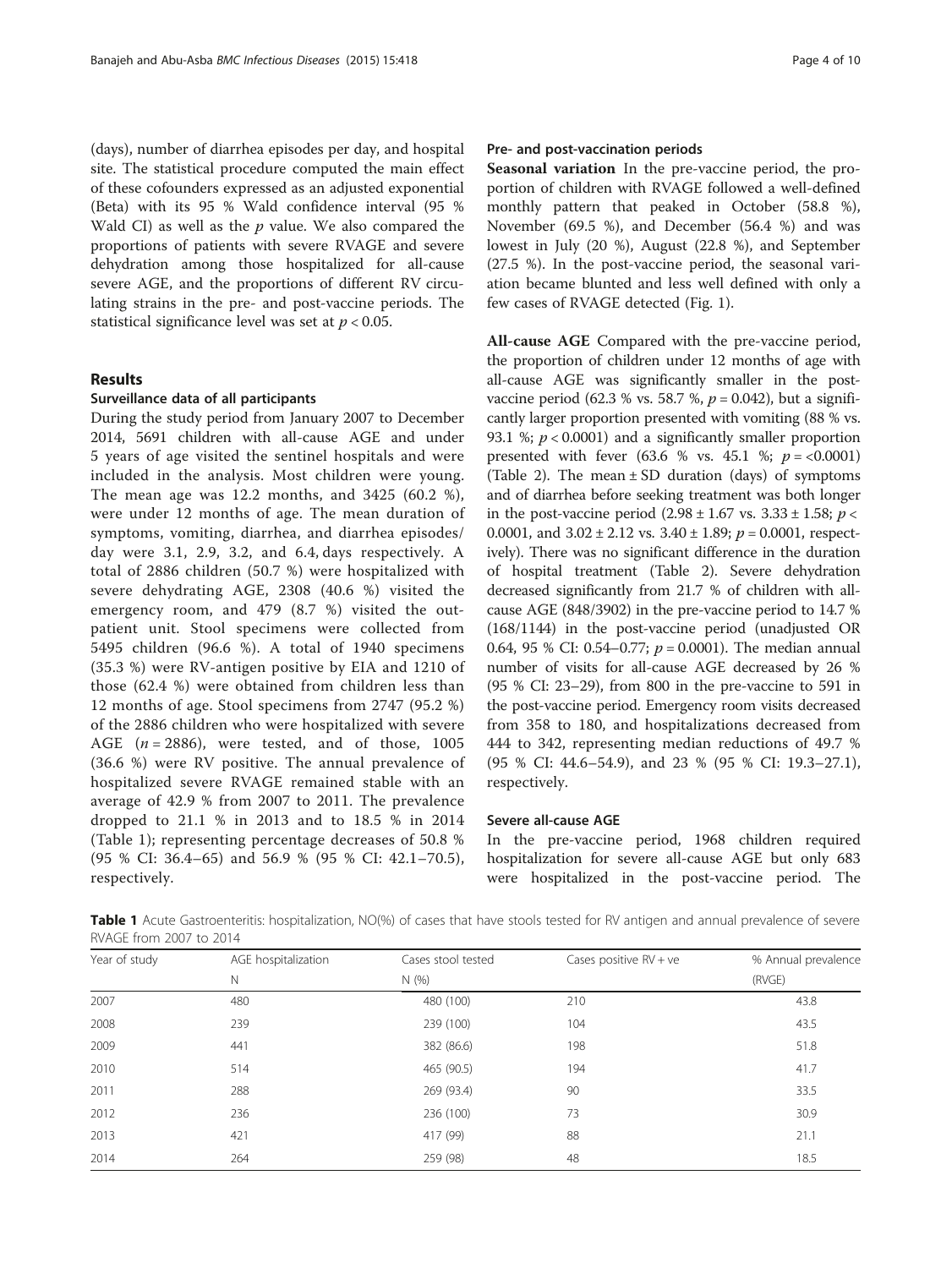(days), number of diarrhea episodes per day, and hospital site. The statistical procedure computed the main effect of these cofounders expressed as an adjusted exponential (Beta) with its 95 % Wald confidence interval (95 % Wald CI) as well as the $p$ value. We also compared the proportions of patients with severe RVAGE and severe dehydration among those hospitalized for all-cause severe AGE, and the proportions of different RV circulating strains in the pre- and post-vaccine periods. The statistical significance level was set at $p < 0.05$.

## Results

### Surveillance data of all participants

During the study period from January 2007 to December 2014, 5691 children with all-cause AGE and under 5 years of age visited the sentinel hospitals and were included in the analysis. Most children were young. The mean age was 12.2 months, and 3425 (60.2 %), were under 12 months of age. The mean duration of symptoms, vomiting, diarrhea, and diarrhea episodes/day were 3.1, 2.9, 3.2, and 6.4, days respectively. A total of 2886 children (50.7 %) were hospitalized with severe dehydrating AGE, 2308 (40.6 %) visited the emergency room, and 479 (8.7 %) visited the outpatient unit. Stool specimens were collected from 5495 children (96.6 %). A total of 1940 specimens (35.3 %) were RV-antigen positive by EIA and 1210 of those (62.4 %) were obtained from children less than 12 months of age. Stool specimens from 2747 (95.2 %) of the 2886 children who were hospitalized with severe AGE ($n = 2886$), were tested, and of those, 1005 (36.6 %) were RV positive. The annual prevalence of hospitalized severe RVAGE remained stable with an average of 42.9 % from 2007 to 2011. The prevalence dropped to 21.1 % in 2013 and to 18.5 % in 2014 (Table 1); representing percentage decreases of 50.8 % (95 % CI: 36.4–65) and 56.9 % (95 % CI: 42.1–70.5), respectively.

### Pre- and post-vaccination periods

**Seasonal variation** In the pre-vaccine period, the proportion of children with RVAGE followed a well-defined monthly pattern that peaked in October (58.8 %), November (69.5 %), and December (56.4 %) and was lowest in July (20 %), August (22.8 %), and September (27.5 %). In the post-vaccine period, the seasonal variation became blunted and less well defined with only a few cases of RVAGE detected (Fig. 1).

**All-cause AGE** Compared with the pre-vaccine period, the proportion of children under 12 months of age with all-cause AGE was significantly smaller in the post-vaccine period (62.3 % vs. 58.7 %, $p = 0.042$), but a significantly larger proportion presented with vomiting (88 % vs. 93.1 %; $p < 0.0001$) and a significantly smaller proportion presented with fever (63.6 % vs. 45.1 %; $p = <0.0001$) (Table 2). The mean ± SD duration (days) of symptoms and of diarrhea before seeking treatment was both longer in the post-vaccine period (2.98 ± 1.67 vs. 3.33 ± 1.58; $p < 0.0001$, and 3.02 ± 2.12 vs. 3.40 ± 1.89; $p = 0.0001$, respectively). There was no significant difference in the duration of hospital treatment (Table 2). Severe dehydration decreased significantly from 21.7 % of children with all-cause AGE (848/3902) in the pre-vaccine period to 14.7 % (168/1144) in the post-vaccine period (unadjusted OR 0.64, 95 % CI: 0.54–0.77; $p = 0.0001$). The median annual number of visits for all-cause AGE decreased by 26 % (95 % CI: 23–29), from 800 in the pre-vaccine to 591 in the post-vaccine period. Emergency room visits decreased from 358 to 180, and hospitalizations decreased from 444 to 342, representing median reductions of 49.7 % (95 % CI: 44.6–54.9), and 23 % (95 % CI: 19.3–27.1), respectively.

### Severe all-cause AGE

In the pre-vaccine period, 1968 children required hospitalization for severe all-cause AGE but only 683 were hospitalized in the post-vaccine period. The

**Table 1** Acute Gastroenteritis: hospitalization, NO(%) of cases that have stools tested for RV antigen and annual prevalence of severe RVAGE from 2007 to 2014

| Year of study | AGE hospitalization | Cases stool tested | Cases positive RV + ve | % Annual prevalence |
|---|---|---|---|---|
| | N | N (%) | | (RVGE) |
| 2007 | 480 | 480 (100) | 210 | 43.8 |
| 2008 | 239 | 239 (100) | 104 | 43.5 |
| 2009 | 441 | 382 (86.6) | 198 | 51.8 |
| 2010 | 514 | 465 (90.5) | 194 | 41.7 |
| 2011 | 288 | 269 (93.4) | 90 | 33.5 |
| 2012 | 236 | 236 (100) | 73 | 30.9 |
| 2013 | 421 | 417 (99) | 88 | 21.1 |
| 2014 | 264 | 259 (98) | 48 | 18.5 |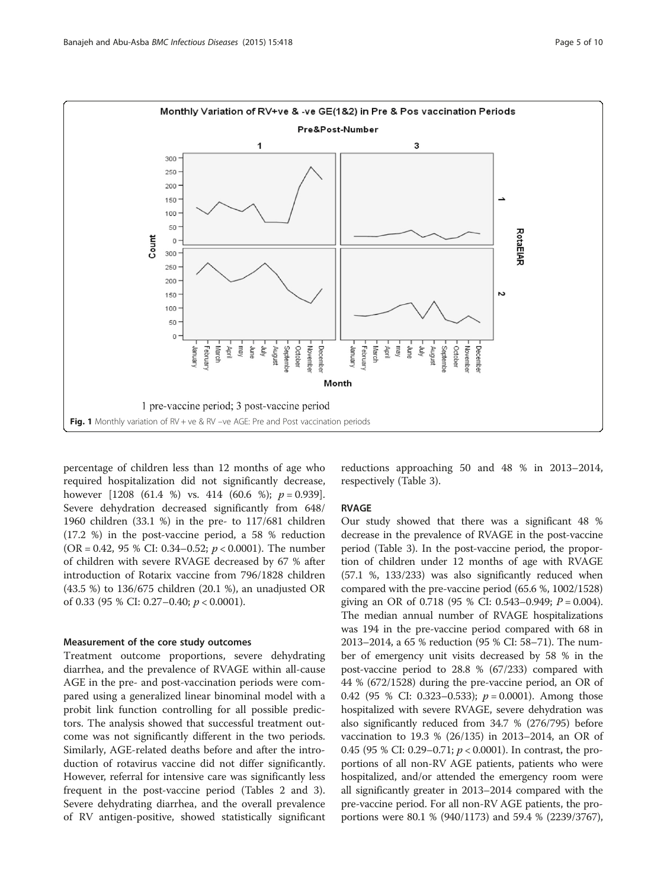Fig. 1 Monthly variation of RV + ve & RV −ve AGE: Pre and Post vaccination periods

percentage of children less than 12 months of age who required hospitalization did not significantly decrease, however [1208 (61.4 %) vs. 414 (60.6 %); $p = 0.939$]. Severe dehydration decreased significantly from 648/1960 children (33.1 %) in the pre- to 117/681 children (17.2 %) in the post-vaccine period, a 58 % reduction (OR = 0.42, 95 % CI: 0.34–0.52; $p < 0.0001$). The number of children with severe RVAGE decreased by 67 % after introduction of Rotarix vaccine from 796/1828 children (43.5 %) to 136/675 children (20.1 %), an unadjusted OR of 0.33 (95 % CI: 0.27–0.40; $p < 0.0001$).

### Measurement of the core study outcomes

Treatment outcome proportions, severe dehydrating diarrhea, and the prevalence of RVAGE within all-cause AGE in the pre- and post-vaccination periods were compared using a generalized linear binominal model with a probit link function controlling for all possible predictors. The analysis showed that successful treatment outcome was not significantly different in the two periods. Similarly, AGE-related deaths before and after the introduction of rotavirus vaccine did not differ significantly. However, referral for intensive care was significantly less frequent in the post-vaccine period (Tables 2 and 3). Severe dehydrating diarrhea, and the overall prevalence of RV antigen-positive, showed statistically significant reductions approaching 50 and 48 % in 2013–2014, respectively (Table 3).

### RVAGE

Our study showed that there was a significant 48 % decrease in the prevalence of RVAGE in the post-vaccine period (Table 3). In the post-vaccine period, the proportion of children under 12 months of age with RVAGE (57.1 %, 133/233) was also significantly reduced when compared with the pre-vaccine period (65.6 %, 1002/1528) giving an OR of 0.718 (95 % CI: 0.543–0.949; $P = 0.004$). The median annual number of RVAGE hospitalizations was 194 in the pre-vaccine period compared with 68 in 2013–2014, a 65 % reduction (95 % CI: 58–71). The number of emergency unit visits decreased by 58 % in the post-vaccine period to 28.8 % (67/233) compared with 44 % (672/1528) during the pre-vaccine period, an OR of 0.42 (95 % CI: 0.323–0.533); $p = 0.0001$). Among those hospitalized with severe RVAGE, severe dehydration was also significantly reduced from 34.7 % (276/795) before vaccination to 19.3 % (26/135) in 2013–2014, an OR of 0.45 (95 % CI: 0.29–0.71; $p < 0.0001$). In contrast, the proportions of all non-RV AGE patients, patients who were hospitalized, and/or attended the emergency room were all significantly greater in 2013–2014 compared with the pre-vaccine period. For all non-RV AGE patients, the proportions were 80.1 % (940/1173) and 59.4 % (2239/3767),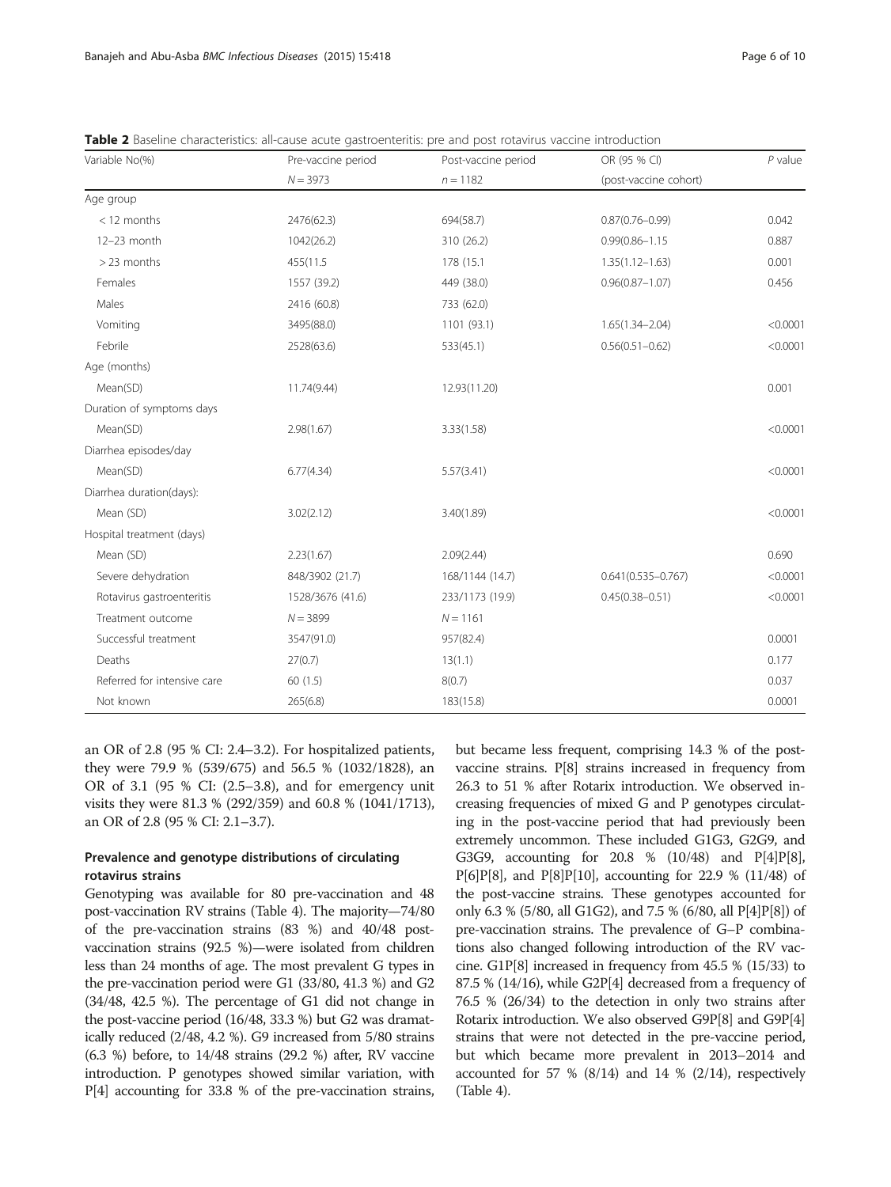**Table 2** Baseline characteristics: all-cause acute gastroenteritis: pre and post rotavirus vaccine introduction

| Variable No(%) | Pre-vaccine period | Post-vaccine period | OR (95 % CI) | P value |
|---|---|---|---|---|
| | N = 3973 | n = 1182 | (post-vaccine cohort) | |
| Age group | | | | |
| < 12 months | 2476(62.3) | 694(58.7) | 0.87(0.76–0.99) | 0.042 |
| 12–23 month | 1042(26.2) | 310 (26.2) | 0.99(0.86–1.15 | 0.887 |
| > 23 months | 455(11.5 | 178 (15.1 | 1.35(1.12–1.63) | 0.001 |
| Females | 1557 (39.2) | 449 (38.0) | 0.96(0.87–1.07) | 0.456 |
| Males | 2416 (60.8) | 733 (62.0) | | |
| Vomiting | 3495(88.0) | 1101 (93.1) | 1.65(1.34–2.04) | <0.0001 |
| Febrile | 2528(63.6) | 533(45.1) | 0.56(0.51–0.62) | <0.0001 |
| Age (months) | | | | |
| Mean(SD) | 11.74(9.44) | 12.93(11.20) | | 0.001 |
| Duration of symptoms days | | | | |
| Mean(SD) | 2.98(1.67) | 3.33(1.58) | | <0.0001 |
| Diarrhea episodes/day | | | | |
| Mean(SD) | 6.77(4.34) | 5.57(3.41) | | <0.0001 |
| Diarrhea duration(days): | | | | |
| Mean (SD) | 3.02(2.12) | 3.40(1.89) | | <0.0001 |
| Hospital treatment (days) | | | | |
| Mean (SD) | 2.23(1.67) | 2.09(2.44) | | 0.690 |
| Severe dehydration | 848/3902 (21.7) | 168/1144 (14.7) | 0.641(0.535–0.767) | <0.0001 |
| Rotavirus gastroenteritis | 1528/3676 (41.6) | 233/1173 (19.9) | 0.45(0.38–0.51) | <0.0001 |
| Treatment outcome | N = 3899 | N = 1161 | | |
| Successful treatment | 3547(91.0) | 957(82.4) | | 0.0001 |
| Deaths | 27(0.7) | 13(1.1) | | 0.177 |
| Referred for intensive care | 60 (1.5) | 8(0.7) | | 0.037 |
| Not known | 265(6.8) | 183(15.8) | | 0.0001 |

an OR of 2.8 (95 % CI: 2.4–3.2). For hospitalized patients, they were 79.9 % (539/675) and 56.5 % (1032/1828), an OR of 3.1 (95 % CI: (2.5–3.8), and for emergency unit visits they were 81.3 % (292/359) and 60.8 % (1041/1713), an OR of 2.8 (95 % CI: 2.1–3.7).

### Prevalence and genotype distributions of circulating rotavirus strains

Genotyping was available for 80 pre-vaccination and 48 post-vaccination RV strains (Table 4). The majority—74/80 of the pre-vaccination strains (83 %) and 40/48 post-vaccination strains (92.5 %)—were isolated from children less than 24 months of age. The most prevalent G types in the pre-vaccination period were G1 (33/80, 41.3 %) and G2 (34/48, 42.5 %). The percentage of G1 did not change in the post-vaccine period (16/48, 33.3 %) but G2 was dramatically reduced (2/48, 4.2 %). G9 increased from 5/80 strains (6.3 %) before, to 14/48 strains (29.2 %) after, RV vaccine introduction. P genotypes showed similar variation, with P[4] accounting for 33.8 % of the pre-vaccination strains, but became less frequent, comprising 14.3 % of the post-vaccine strains. P[8] strains increased in frequency from 26.3 to 51 % after Rotarix introduction. We observed increasing frequencies of mixed G and P genotypes circulating in the post-vaccine period that had previously been extremely uncommon. These included G1G3, G2G9, and G3G9, accounting for 20.8 % (10/48) and P[4]P[8], P[6]P[8], and P[8]P[10], accounting for 22.9 % (11/48) of the post-vaccine strains. These genotypes accounted for only 6.3 % (5/80, all G1G2), and 7.5 % (6/80, all P[4]P[8]) of pre-vaccination strains. The prevalence of G–P combinations also changed following introduction of the RV vaccine. G1P[8] increased in frequency from 45.5 % (15/33) to 87.5 % (14/16), while G2P[4] decreased from a frequency of 76.5 % (26/34) to the detection in only two strains after Rotarix introduction. We also observed G9P[8] and G9P[4] strains that were not detected in the pre-vaccine period, but which became more prevalent in 2013–2014 and accounted for 57 % (8/14) and 14 % (2/14), respectively (Table 4).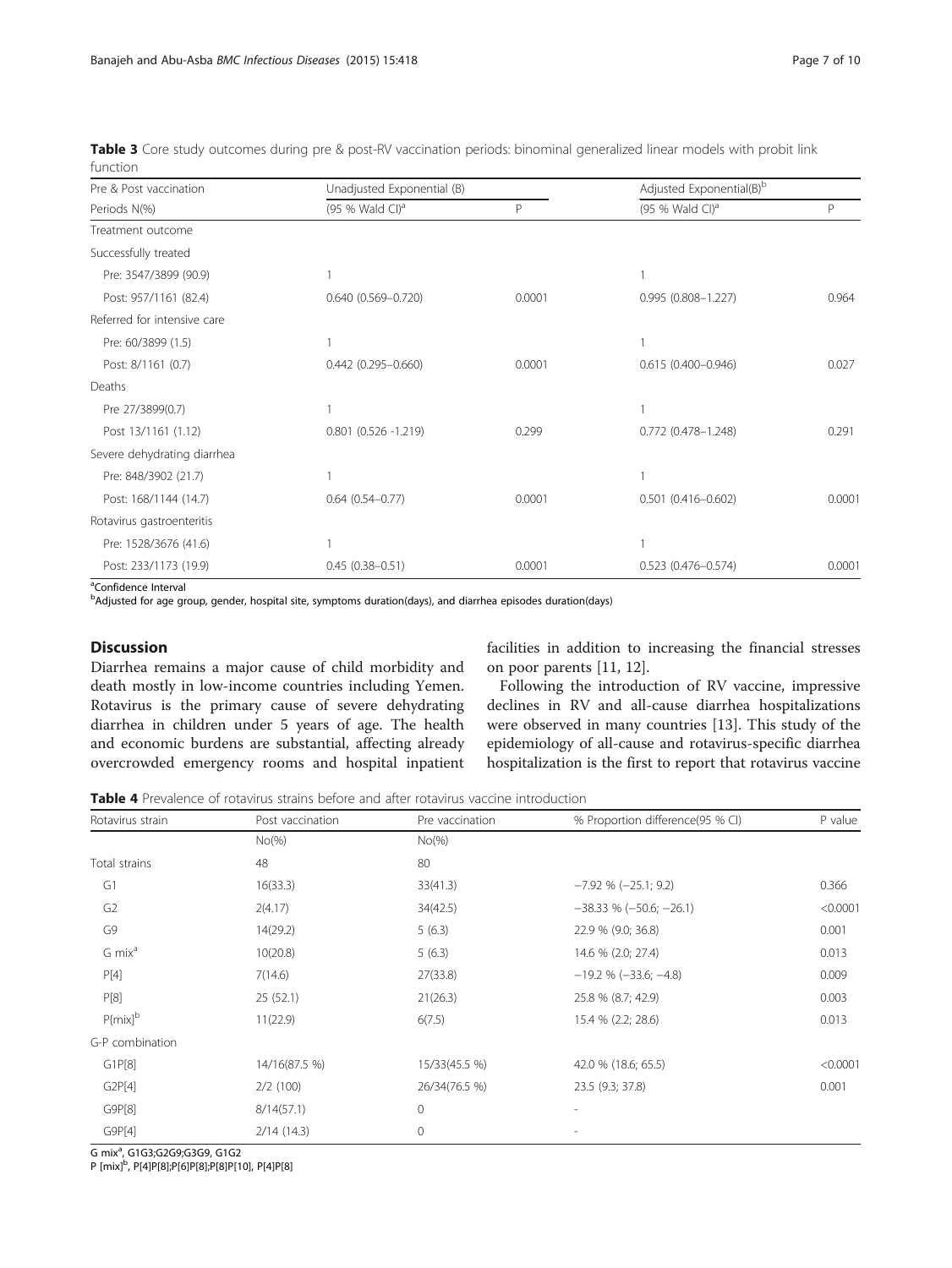**Table 3** Core study outcomes during pre & post-RV vaccination periods: binominal generalized linear models with probit link function

| Pre & Post vaccination | Unadjusted Exponential (B) | | Adjusted Exponential(B)[b] | |
|---|---|---|---|---|
| Periods N(%) | (95 % Wald CI)[a] | P | (95 % Wald CI)[a] | P |
| Treatment outcome | | | | |
| Successfully treated | | | | |
| Pre: 3547/3899 (90.9) | 1 | | 1 | |
| Post: 957/1161 (82.4) | 0.640 (0.569–0.720) | 0.0001 | 0.995 (0.808–1.227) | 0.964 |
| Referred for intensive care | | | | |
| Pre: 60/3899 (1.5) | 1 | | 1 | |
| Post: 8/1161 (0.7) | 0.442 (0.295–0.660) | 0.0001 | 0.615 (0.400–0.946) | 0.027 |
| Deaths | | | | |
| Pre 27/3899(0.7) | 1 | | 1 | |
| Post 13/1161 (1.12) | 0.801 (0.526 -1.219) | 0.299 | 0.772 (0.478–1.248) | 0.291 |
| Severe dehydrating diarrhea | | | | |
| Pre: 848/3902 (21.7) | 1 | | 1 | |
| Post: 168/1144 (14.7) | 0.64 (0.54–0.77) | 0.0001 | 0.501 (0.416–0.602) | 0.0001 |
| Rotavirus gastroenteritis | | | | |
| Pre: 1528/3676 (41.6) | 1 | | 1 | |
| Post: 233/1173 (19.9) | 0.45 (0.38–0.51) | 0.0001 | 0.523 (0.476–0.574) | 0.0001 |

[a]Confidence Interval
[b]Adjusted for age group, gender, hospital site, symptoms duration(days), and diarrhea episodes duration(days)

## Discussion

Diarrhea remains a major cause of child morbidity and death mostly in low-income countries including Yemen. Rotavirus is the primary cause of severe dehydrating diarrhea in children under 5 years of age. The health and economic burdens are substantial, affecting already overcrowded emergency rooms and hospital inpatient facilities in addition to increasing the financial stresses on poor parents [11, 12].

Following the introduction of RV vaccine, impressive declines in RV and all-cause diarrhea hospitalizations were observed in many countries [13]. This study of the epidemiology of all-cause and rotavirus-specific diarrhea hospitalization is the first to report that rotavirus vaccine

**Table 4** Prevalence of rotavirus strains before and after rotavirus vaccine introduction

| Rotavirus strain | Post vaccination | Pre vaccination | % Proportion difference(95 % CI) | P value |
|---|---|---|---|---|
| | No(%) | No(%) | | |
| Total strains | 48 | 80 | | |
| G1 | 16(33.3) | 33(41.3) | −7.92 % (−25.1; 9.2) | 0.366 |
| G2 | 2(4.17) | 34(42.5) | −38.33 % (−50.6; −26.1) | <0.0001 |
| G9 | 14(29.2) | 5 (6.3) | 22.9 % (9.0; 36.8) | 0.001 |
| G mix[a] | 10(20.8) | 5 (6.3) | 14.6 % (2.0; 27.4) | 0.013 |
| P[4] | 7(14.6) | 27(33.8) | −19.2 % (−33.6; −4.8) | 0.009 |
| P[8] | 25 (52.1) | 21(26.3) | 25.8 % (8.7; 42.9) | 0.003 |
| P[mix][b] | 11(22.9) | 6(7.5) | 15.4 % (2.2; 28.6) | 0.013 |
| G-P combination | | | | |
| G1P[8] | 14/16(87.5 %) | 15/33(45.5 %) | 42.0 % (18.6; 65.5) | <0.0001 |
| G2P[4] | 2/2 (100) | 26/34(76.5 %) | 23.5 (9.3; 37.8) | 0.001 |
| G9P[8] | 8/14(57.1) | 0 | - | |
| G9P[4] | 2/14 (14.3) | 0 | - | |

G mix[a], G1G3;G2G9;G3G9, G1G2
P [mix][b], P[4]P[8];P[6]P[8];P[8]P[10], P[4]P[8]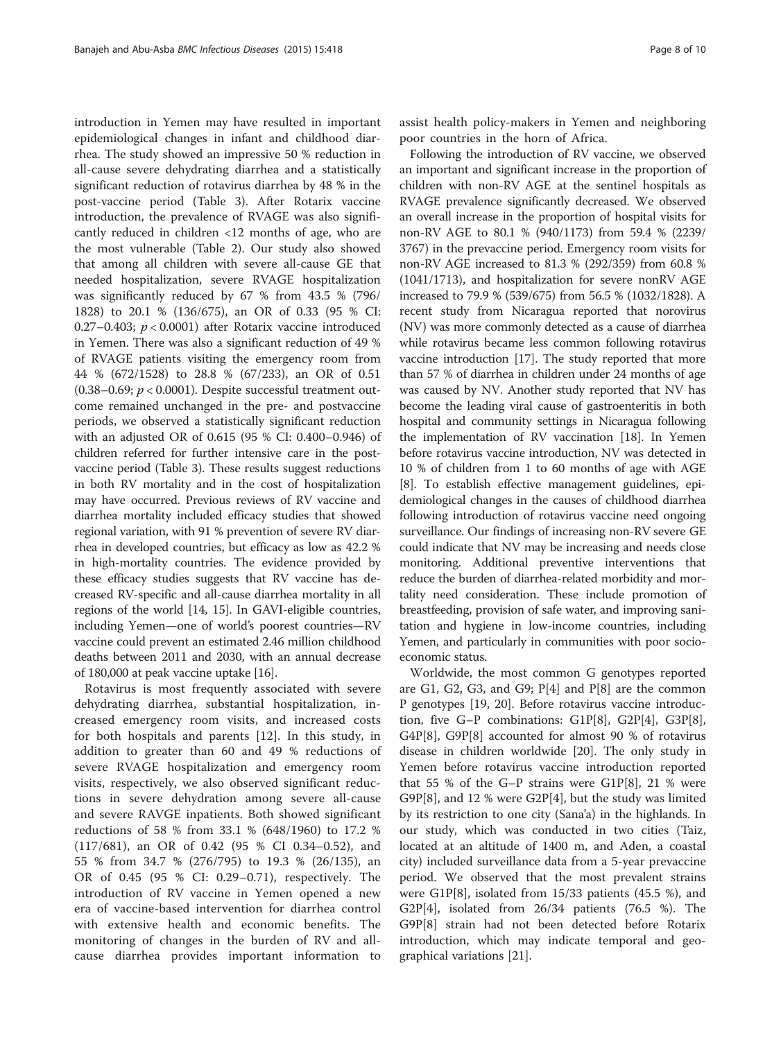introduction in Yemen may have resulted in important epidemiological changes in infant and childhood diarrhea. The study showed an impressive 50 % reduction in all-cause severe dehydrating diarrhea and a statistically significant reduction of rotavirus diarrhea by 48 % in the post-vaccine period (Table 3). After Rotarix vaccine introduction, the prevalence of RVAGE was also significantly reduced in children <12 months of age, who are the most vulnerable (Table 2). Our study also showed that among all children with severe all-cause GE that needed hospitalization, severe RVAGE hospitalization was significantly reduced by 67 % from 43.5 % (796/1828) to 20.1 % (136/675), an OR of 0.33 (95 % CI: 0.27–0.403; $p < 0.0001$) after Rotarix vaccine introduced in Yemen. There was also a significant reduction of 49 % of RVAGE patients visiting the emergency room from 44 % (672/1528) to 28.8 % (67/233), an OR of 0.51 (0.38–0.69; $p < 0.0001$). Despite successful treatment outcome remained unchanged in the pre- and postvaccine periods, we observed a statistically significant reduction with an adjusted OR of 0.615 (95 % CI: 0.400–0.946) of children referred for further intensive care in the postvaccine period (Table 3). These results suggest reductions in both RV mortality and in the cost of hospitalization may have occurred. Previous reviews of RV vaccine and diarrhea mortality included efficacy studies that showed regional variation, with 91 % prevention of severe RV diarrhea in developed countries, but efficacy as low as 42.2 % in high-mortality countries. The evidence provided by these efficacy studies suggests that RV vaccine has decreased RV-specific and all-cause diarrhea mortality in all regions of the world [14, 15]. In GAVI-eligible countries, including Yemen—one of world's poorest countries—RV vaccine could prevent an estimated 2.46 million childhood deaths between 2011 and 2030, with an annual decrease of 180,000 at peak vaccine uptake [16].

Rotavirus is most frequently associated with severe dehydrating diarrhea, substantial hospitalization, increased emergency room visits, and increased costs for both hospitals and parents [12]. In this study, in addition to greater than 60 and 49 % reductions of severe RVAGE hospitalization and emergency room visits, respectively, we also observed significant reductions in severe dehydration among severe all-cause and severe RAVGE inpatients. Both showed significant reductions of 58 % from 33.1 % (648/1960) to 17.2 % (117/681), an OR of 0.42 (95 % CI 0.34–0.52), and 55 % from 34.7 % (276/795) to 19.3 % (26/135), an OR of 0.45 (95 % CI: 0.29–0.71), respectively. The introduction of RV vaccine in Yemen opened a new era of vaccine-based intervention for diarrhea control with extensive health and economic benefits. The monitoring of changes in the burden of RV and all-cause diarrhea provides important information to assist health policy-makers in Yemen and neighboring poor countries in the horn of Africa.

Following the introduction of RV vaccine, we observed an important and significant increase in the proportion of children with non-RV AGE at the sentinel hospitals as RVAGE prevalence significantly decreased. We observed an overall increase in the proportion of hospital visits for non-RV AGE to 80.1 % (940/1173) from 59.4 % (2239/3767) in the prevaccine period. Emergency room visits for non-RV AGE increased to 81.3 % (292/359) from 60.8 % (1041/1713), and hospitalization for severe nonRV AGE increased to 79.9 % (539/675) from 56.5 % (1032/1828). A recent study from Nicaragua reported that norovirus (NV) was more commonly detected as a cause of diarrhea while rotavirus became less common following rotavirus vaccine introduction [17]. The study reported that more than 57 % of diarrhea in children under 24 months of age was caused by NV. Another study reported that NV has become the leading viral cause of gastroenteritis in both hospital and community settings in Nicaragua following the implementation of RV vaccination [18]. In Yemen before rotavirus vaccine introduction, NV was detected in 10 % of children from 1 to 60 months of age with AGE [8]. To establish effective management guidelines, epidemiological changes in the causes of childhood diarrhea following introduction of rotavirus vaccine need ongoing surveillance. Our findings of increasing non-RV severe GE could indicate that NV may be increasing and needs close monitoring. Additional preventive interventions that reduce the burden of diarrhea-related morbidity and mortality need consideration. These include promotion of breastfeeding, provision of safe water, and improving sanitation and hygiene in low-income countries, including Yemen, and particularly in communities with poor socioeconomic status.

Worldwide, the most common G genotypes reported are G1, G2, G3, and G9; P[4] and P[8] are the common P genotypes [19, 20]. Before rotavirus vaccine introduction, five G–P combinations: G1P[8], G2P[4], G3P[8], G4P[8], G9P[8] accounted for almost 90 % of rotavirus disease in children worldwide [20]. The only study in Yemen before rotavirus vaccine introduction reported that 55 % of the G–P strains were G1P[8], 21 % were G9P[8], and 12 % were G2P[4], but the study was limited by its restriction to one city (Sana'a) in the highlands. In our study, which was conducted in two cities (Taiz, located at an altitude of 1400 m, and Aden, a coastal city) included surveillance data from a 5-year prevaccine period. We observed that the most prevalent strains were G1P[8], isolated from 15/33 patients (45.5 %), and G2P[4], isolated from 26/34 patients (76.5 %). The G9P[8] strain had not been detected before Rotarix introduction, which may indicate temporal and geographical variations [21].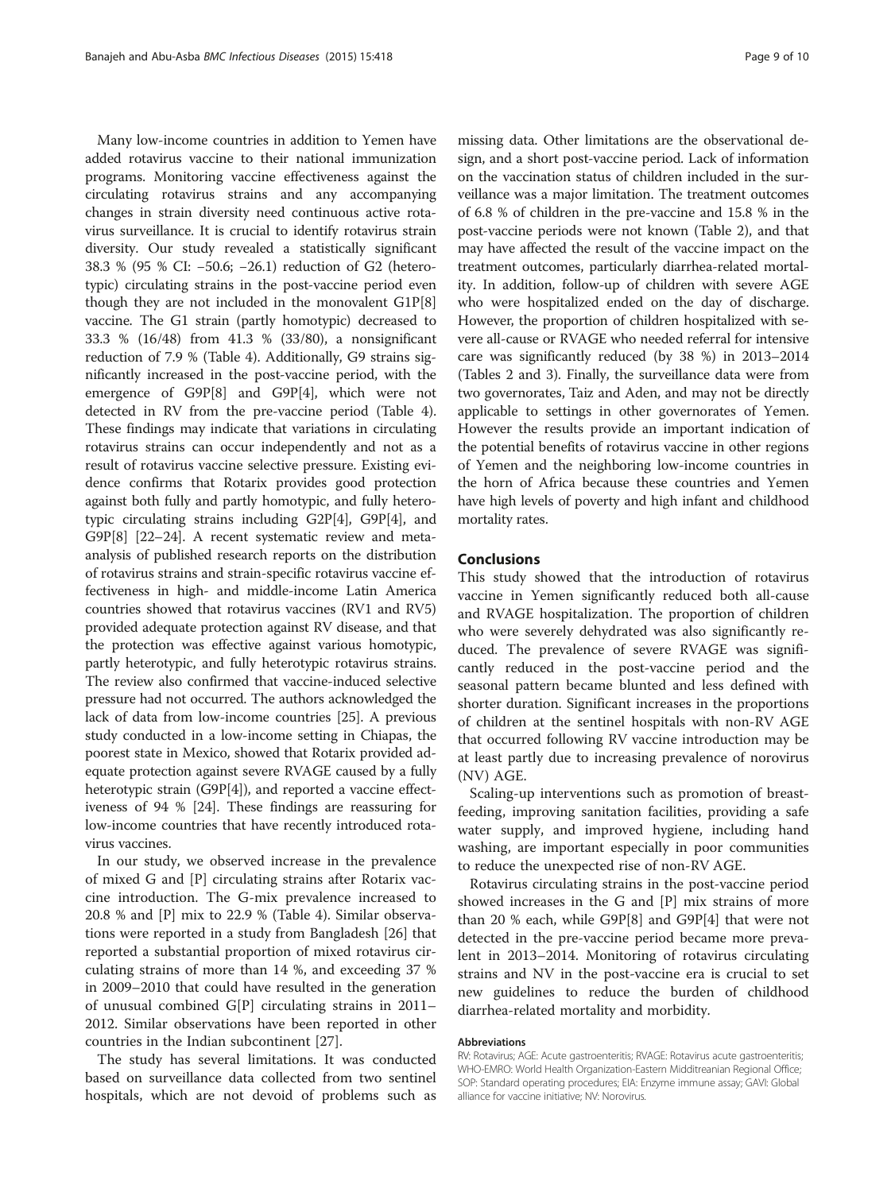Many low-income countries in addition to Yemen have added rotavirus vaccine to their national immunization programs. Monitoring vaccine effectiveness against the circulating rotavirus strains and any accompanying changes in strain diversity need continuous active rotavirus surveillance. It is crucial to identify rotavirus strain diversity. Our study revealed a statistically significant 38.3 % (95 % CI: −50.6; −26.1) reduction of G2 (heterotypic) circulating strains in the post-vaccine period even though they are not included in the monovalent G1P[8] vaccine. The G1 strain (partly homotypic) decreased to 33.3 % (16/48) from 41.3 % (33/80), a nonsignificant reduction of 7.9 % (Table 4). Additionally, G9 strains significantly increased in the post-vaccine period, with the emergence of G9P[8] and G9P[4], which were not detected in RV from the pre-vaccine period (Table 4). These findings may indicate that variations in circulating rotavirus strains can occur independently and not as a result of rotavirus vaccine selective pressure. Existing evidence confirms that Rotarix provides good protection against both fully and partly homotypic, and fully heterotypic circulating strains including G2P[4], G9P[4], and G9P[8] [22–24]. A recent systematic review and meta-analysis of published research reports on the distribution of rotavirus strains and strain-specific rotavirus vaccine effectiveness in high- and middle-income Latin America countries showed that rotavirus vaccines (RV1 and RV5) provided adequate protection against RV disease, and that the protection was effective against various homotypic, partly heterotypic, and fully heterotypic rotavirus strains. The review also confirmed that vaccine-induced selective pressure had not occurred. The authors acknowledged the lack of data from low-income countries [25]. A previous study conducted in a low-income setting in Chiapas, the poorest state in Mexico, showed that Rotarix provided adequate protection against severe RVAGE caused by a fully heterotypic strain (G9P[4]), and reported a vaccine effectiveness of 94 % [24]. These findings are reassuring for low-income countries that have recently introduced rotavirus vaccines.

In our study, we observed increase in the prevalence of mixed G and [P] circulating strains after Rotarix vaccine introduction. The G-mix prevalence increased to 20.8 % and [P] mix to 22.9 % (Table 4). Similar observations were reported in a study from Bangladesh [26] that reported a substantial proportion of mixed rotavirus circulating strains of more than 14 %, and exceeding 37 % in 2009–2010 that could have resulted in the generation of unusual combined G[P] circulating strains in 2011–2012. Similar observations have been reported in other countries in the Indian subcontinent [27].

The study has several limitations. It was conducted based on surveillance data collected from two sentinel hospitals, which are not devoid of problems such as missing data. Other limitations are the observational design, and a short post-vaccine period. Lack of information on the vaccination status of children included in the surveillance was a major limitation. The treatment outcomes of 6.8 % of children in the pre-vaccine and 15.8 % in the post-vaccine periods were not known (Table 2), and that may have affected the result of the vaccine impact on the treatment outcomes, particularly diarrhea-related mortality. In addition, follow-up of children with severe AGE who were hospitalized ended on the day of discharge. However, the proportion of children hospitalized with severe all-cause or RVAGE who needed referral for intensive care was significantly reduced (by 38 %) in 2013–2014 (Tables 2 and 3). Finally, the surveillance data were from two governorates, Taiz and Aden, and may not be directly applicable to settings in other governorates of Yemen. However the results provide an important indication of the potential benefits of rotavirus vaccine in other regions of Yemen and the neighboring low-income countries in the horn of Africa because these countries and Yemen have high levels of poverty and high infant and childhood mortality rates.

## Conclusions

This study showed that the introduction of rotavirus vaccine in Yemen significantly reduced both all-cause and RVAGE hospitalization. The proportion of children who were severely dehydrated was also significantly reduced. The prevalence of severe RVAGE was significantly reduced in the post-vaccine period and the seasonal pattern became blunted and less defined with shorter duration. Significant increases in the proportions of children at the sentinel hospitals with non-RV AGE that occurred following RV vaccine introduction may be at least partly due to increasing prevalence of norovirus (NV) AGE.

Scaling-up interventions such as promotion of breastfeeding, improving sanitation facilities, providing a safe water supply, and improved hygiene, including hand washing, are important especially in poor communities to reduce the unexpected rise of non-RV AGE.

Rotavirus circulating strains in the post-vaccine period showed increases in the G and [P] mix strains of more than 20 % each, while G9P[8] and G9P[4] that were not detected in the pre-vaccine period became more prevalent in 2013–2014. Monitoring of rotavirus circulating strains and NV in the post-vaccine era is crucial to set new guidelines to reduce the burden of childhood diarrhea-related mortality and morbidity.

#### Abbreviations

RV: Rotavirus; AGE: Acute gastroenteritis; RVAGE: Rotavirus acute gastroenteritis; WHO-EMRO: World Health Organization-Eastern Midditreanian Regional Office; SOP: Standard operating procedures; EIA: Enzyme immune assay; GAVI: Global alliance for vaccine initiative; NV: Norovirus.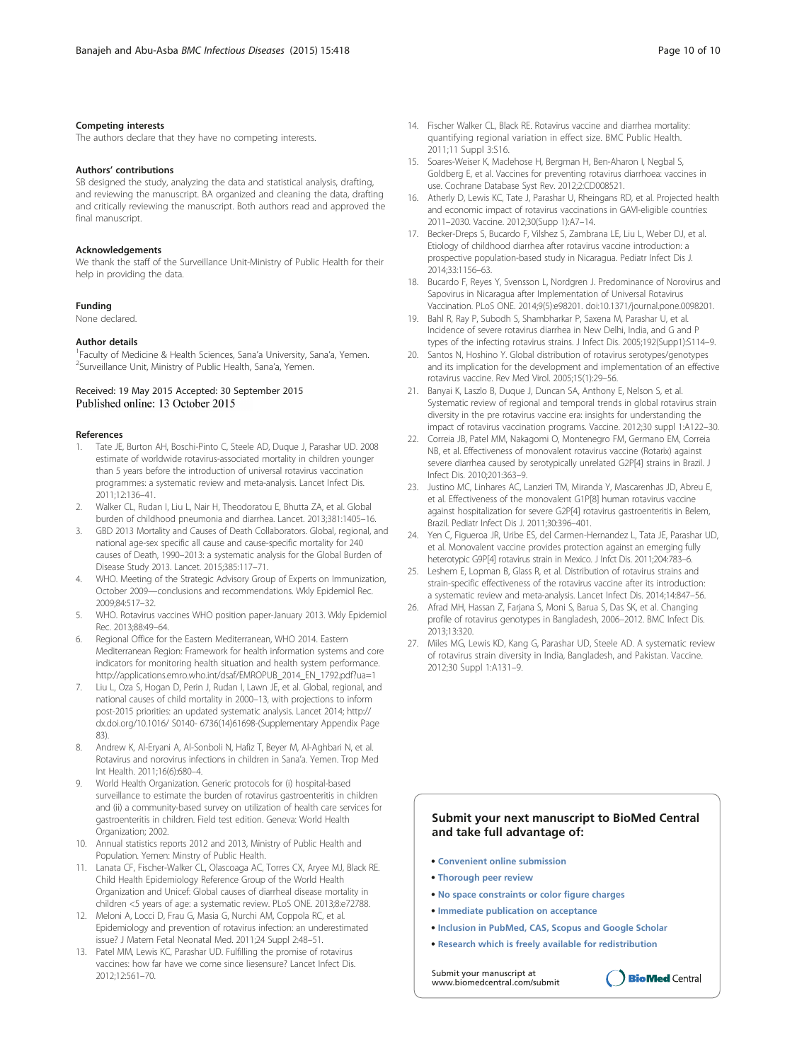### Competing interests

The authors declare that they have no competing interests.

### Authors' contributions

SB designed the study, analyzing the data and statistical analysis, drafting, and reviewing the manuscript. BA organized and cleaning the data, drafting and critically reviewing the manuscript. Both authors read and approved the final manuscript.

### Acknowledgements

We thank the staff of the Surveillance Unit-Ministry of Public Health for their help in providing the data.

### Funding

None declared.

### Author details

[1]Faculty of Medicine & Health Sciences, Sana'a University, Sana'a, Yemen. [2]Surveillance Unit, Ministry of Public Health, Sana'a, Yemen.

Received: 19 May 2015 Accepted: 30 September 2015
Published online: 13 October 2015

### References

1. Tate JE, Burton AH, Boschi-Pinto C, Steele AD, Duque J, Parashar UD. 2008 estimate of worldwide rotavirus-associated mortality in children younger than 5 years before the introduction of universal rotavirus vaccination programmes: a systematic review and meta-analysis. Lancet Infect Dis. 2011;12:136–41.
2. Walker CL, Rudan I, Liu L, Nair H, Theodoratou E, Bhutta ZA, et al. Global burden of childhood pneumonia and diarrhea. Lancet. 2013;381:1405–16.
3. GBD 2013 Mortality and Causes of Death Collaborators. Global, regional, and national age-sex specific all cause and cause-specific mortality for 240 causes of Death, 1990–2013: a systematic analysis for the Global Burden of Disease Study 2013. Lancet. 2015;385:117–71.
4. WHO. Meeting of the Strategic Advisory Group of Experts on Immunization, October 2009—conclusions and recommendations. Wkly Epidemiol Rec. 2009;84:517–32.
5. WHO. Rotavirus vaccines WHO position paper-January 2013. Wkly Epidemiol Rec. 2013;88:49–64.
6. Regional Office for the Eastern Mediterranean, WHO 2014. Eastern Mediterranean Region: Framework for health information systems and core indicators for monitoring health situation and health system performance. http://applications.emro.who.int/dsaf/EMROPUB_2014_EN_1792.pdf?ua=1
7. Liu L, Oza S, Hogan D, Perin J, Rudan I, Lawn JE, et al. Global, regional, and national causes of child mortality in 2000–13, with projections to inform post-2015 priorities: an updated systematic analysis. Lancet 2014; http://dx.doi.org/10.1016/ S0140- 6736(14)61698-(Supplementary Appendix Page 83).
8. Andrew K, Al-Eryani A, Al-Sonboli N, Hafiz T, Beyer M, Al-Aghbari N, et al. Rotavirus and norovirus infections in children in Sana'a. Yemen. Trop Med Int Health. 2011;16(6):680–4.
9. World Health Organization. Generic protocols for (i) hospital-based surveillance to estimate the burden of rotavirus gastroenteritis in children and (ii) a community-based survey on utilization of health care services for gastroenteritis in children. Field test edition. Geneva: World Health Organization; 2002.
10. Annual statistics reports 2012 and 2013, Ministry of Public Health and Population. Yemen: Minstry of Public Health.
11. Lanata CF, Fischer-Walker CL, Olascoaga AC, Torres CX, Aryee MJ, Black RE. Child Health Epidemiology Reference Group of the World Health Organization and Unicef: Global causes of diarrheal disease mortality in children <5 years of age: a systematic review. PLoS ONE. 2013;8:e72788.
12. Meloni A, Locci D, Frau G, Masia G, Nurchi AM, Coppola RC, et al. Epidemiology and prevention of rotavirus infection: an underestimated issue? J Matern Fetal Neonatal Med. 2011;24 Suppl 2:48–51.
13. Patel MM, Lewis KC, Parashar UD. Fulfilling the promise of rotavirus vaccines: how far have we come since liesensure? Lancet Infect Dis. 2012;12:561–70.
14. Fischer Walker CL, Black RE. Rotavirus vaccine and diarrhea mortality: quantifying regional variation in effect size. BMC Public Health. 2011;11 Suppl 3:S16.
15. Soares-Weiser K, Maclehose H, Bergman H, Ben-Aharon I, Negbal S, Goldberg E, et al. Vaccines for preventing rotavirus diarrhoea: vaccines in use. Cochrane Database Syst Rev. 2012;2:CD008521.
16. Atherly D, Lewis KC, Tate J, Parashar U, Rheingans RD, et al. Projected health and economic impact of rotavirus vaccinations in GAVI-eligible countries: 2011–2030. Vaccine. 2012;30(Supp 1):A7–14.
17. Becker-Dreps S, Bucardo F, Vilshez S, Zambrana LE, Liu L, Weber DJ, et al. Etiology of childhood diarrhea after rotavirus vaccine introduction: a prospective population-based study in Nicaragua. Pediatr Infect Dis J. 2014;33:1156–63.
18. Bucardo F, Reyes Y, Svensson L, Nordgren J. Predominance of Norovirus and Sapovirus in Nicaragua after Implementation of Universal Rotavirus Vaccination. PLoS ONE. 2014;9(5):e98201. doi:10.1371/journal.pone.0098201.
19. Bahl R, Ray P, Subodh S, Shambharkar P, Saxena M, Parashar U, et al. Incidence of severe rotavirus diarrhea in New Delhi, India, and G and P types of the infecting rotavirus strains. J Infect Dis. 2005;192(Supp1):S114–9.
20. Santos N, Hoshino Y. Global distribution of rotavirus serotypes/genotypes and its implication for the development and implementation of an effective rotavirus vaccine. Rev Med Virol. 2005;15(1):29–56.
21. Banyai K, Laszlo B, Duque J, Duncan SA, Anthony E, Nelson S, et al. Systematic review of regional and temporal trends in global rotavirus strain diversity in the pre rotavirus vaccine era: insights for understanding the impact of rotavirus vaccination programs. Vaccine. 2012;30 suppl 1:A122–30.
22. Correia JB, Patel MM, Nakagomi O, Montenegro FM, Germano EM, Correia NB, et al. Effectiveness of monovalent rotavirus vaccine (Rotarix) against severe diarrhea caused by serotypically unrelated G2P[4] strains in Brazil. J Infect Dis. 2010;201:363–9.
23. Justino MC, Linhares AC, Lanzieri TM, Miranda Y, Mascarenhas JD, Abreu E, et al. Effectiveness of the monovalent G1P[8] human rotavirus vaccine against hospitalization for severe G2P[4] rotavirus gastroenteritis in Belem, Brazil. Pediatr Infect Dis J. 2011;30:396–401.
24. Yen C, Figueroa JR, Uribe ES, del Carmen-Hernandez L, Tata JE, Parashar UD, et al. Monovalent vaccine provides protection against an emerging fully heterotypic G9P[4] rotavirus strain in Mexico. J Infct Dis. 2011;204:783–6.
25. Leshem E, Lopman B, Glass R, et al. Distribution of rotavirus strains and strain-specific effectiveness of the rotavirus vaccine after its introduction: a systematic review and meta-analysis. Lancet Infect Dis. 2014;14:847–56.
26. Afrad MH, Hassan Z, Farjana S, Moni S, Barua S, Das SK, et al. Changing profile of rotavirus genotypes in Bangladesh, 2006–2012. BMC Infect Dis. 2013;13:320.
27. Miles MG, Lewis KD, Kang G, Parashar UD, Steele AD. A systematic review of rotavirus strain diversity in India, Bangladesh, and Pakistan. Vaccine. 2012;30 Suppl 1:A131–9.

**Submit your next manuscript to BioMed Central and take full advantage of:**

- Convenient online submission
- Thorough peer review
- No space constraints or color figure charges
- Immediate publication on acceptance
- Inclusion in PubMed, CAS, Scopus and Google Scholar
- Research which is freely available for redistribution

Submit your manuscript at
www.biomedcentral.com/submit

BioMed Central